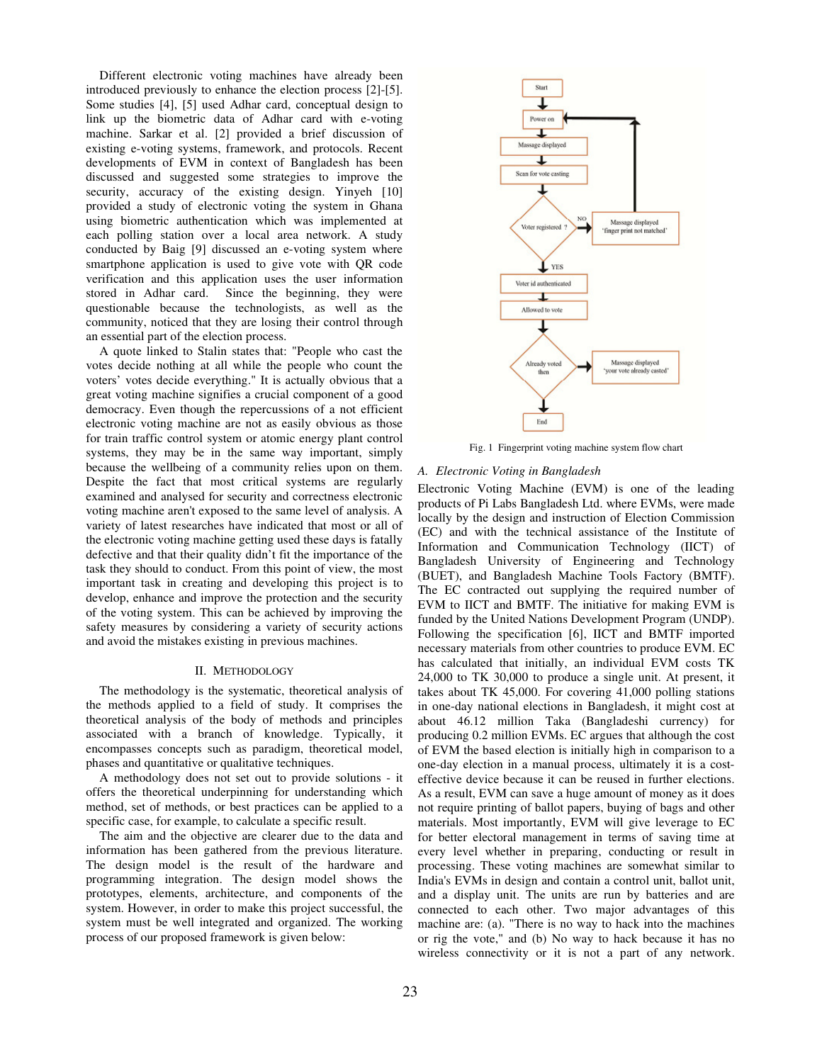Different electronic voting machines have already been introduced previously to enhance the election process [2]-[5]. Some studies [4], [5] used Adhar card, conceptual design to link up the biometric data of Adhar card with e-voting machine. Sarkar et al. [2] provided a brief discussion of existing e-voting systems, framework, and protocols. Recent developments of EVM in context of Bangladesh has been discussed and suggested some strategies to improve the security, accuracy of the existing design. Yinyeh [10] provided a study of electronic voting the system in Ghana using biometric authentication which was implemented at each polling station over a local area network. A study conducted by Baig [9] discussed an e-voting system where smartphone application is used to give vote with QR code verification and this application uses the user information stored in Adhar card. Since the beginning, they were questionable because the technologists, as well as the community, noticed that they are losing their control through an essential part of the election process.

A quote linked to Stalin states that: "People who cast the votes decide nothing at all while the people who count the voters' votes decide everything." It is actually obvious that a great voting machine signifies a crucial component of a good democracy. Even though the repercussions of a not efficient electronic voting machine are not as easily obvious as those for train traffic control system or atomic energy plant control systems, they may be in the same way important, simply because the wellbeing of a community relies upon on them. Despite the fact that most critical systems are regularly examined and analysed for security and correctness electronic voting machine aren't exposed to the same level of analysis. A variety of latest researches have indicated that most or all of the electronic voting machine getting used these days is fatally defective and that their quality didn't fit the importance of the task they should to conduct. From this point of view, the most important task in creating and developing this project is to develop, enhance and improve the protection and the security of the voting system. This can be achieved by improving the safety measures by considering a variety of security actions and avoid the mistakes existing in previous machines.

## II. Methodology

The methodology is the systematic, theoretical analysis of the methods applied to a field of study. It comprises the theoretical analysis of the body of methods and principles associated with a branch of knowledge. Typically, it encompasses concepts such as paradigm, theoretical model, phases and quantitative or qualitative techniques.

A methodology does not set out to provide solutions - it offers the theoretical underpinning for understanding which method, set of methods, or best practices can be applied to a specific case, for example, to calculate a specific result.

The aim and the objective are clearer due to the data and information has been gathered from the previous literature. The design model is the result of the hardware and programming integration. The design model shows the prototypes, elements, architecture, and components of the system. However, in order to make this project successful, the system must be well integrated and organized. The working process of our proposed framework is given below:

Fig. 1 Fingerprint voting machine system flow chart

### A. Electronic Voting in Bangladesh

Electronic Voting Machine (EVM) is one of the leading products of Pi Labs Bangladesh Ltd. where EVMs, were made locally by the design and instruction of Election Commission (EC) and with the technical assistance of the Institute of Information and Communication Technology (IICT) of Bangladesh University of Engineering and Technology (BUET), and Bangladesh Machine Tools Factory (BMTF). The EC contracted out supplying the required number of EVM to IICT and BMTF. The initiative for making EVM is funded by the United Nations Development Program (UNDP). Following the specification [6], IICT and BMTF imported necessary materials from other countries to produce EVM. EC has calculated that initially, an individual EVM costs TK 24,000 to TK 30,000 to produce a single unit. At present, it takes about TK 45,000. For covering 41,000 polling stations in one-day national elections in Bangladesh, it might cost at about 46.12 million Taka (Bangladeshi currency) for producing 0.2 million EVMs. EC argues that although the cost of EVM the based election is initially high in comparison to a one-day election in a manual process, ultimately it is a cost-effective device because it can be reused in further elections. As a result, EVM can save a huge amount of money as it does not require printing of ballot papers, buying of bags and other materials. Most importantly, EVM will give leverage to EC for better electoral management in terms of saving time at every level whether in preparing, conducting or result in processing. These voting machines are somewhat similar to India's EVMs in design and contain a control unit, ballot unit, and a display unit. The units are run by batteries and are connected to each other. Two major advantages of this machine are: (a). "There is no way to hack into the machines or rig the vote," and (b) No way to hack because it has no wireless connectivity or it is not a part of any network.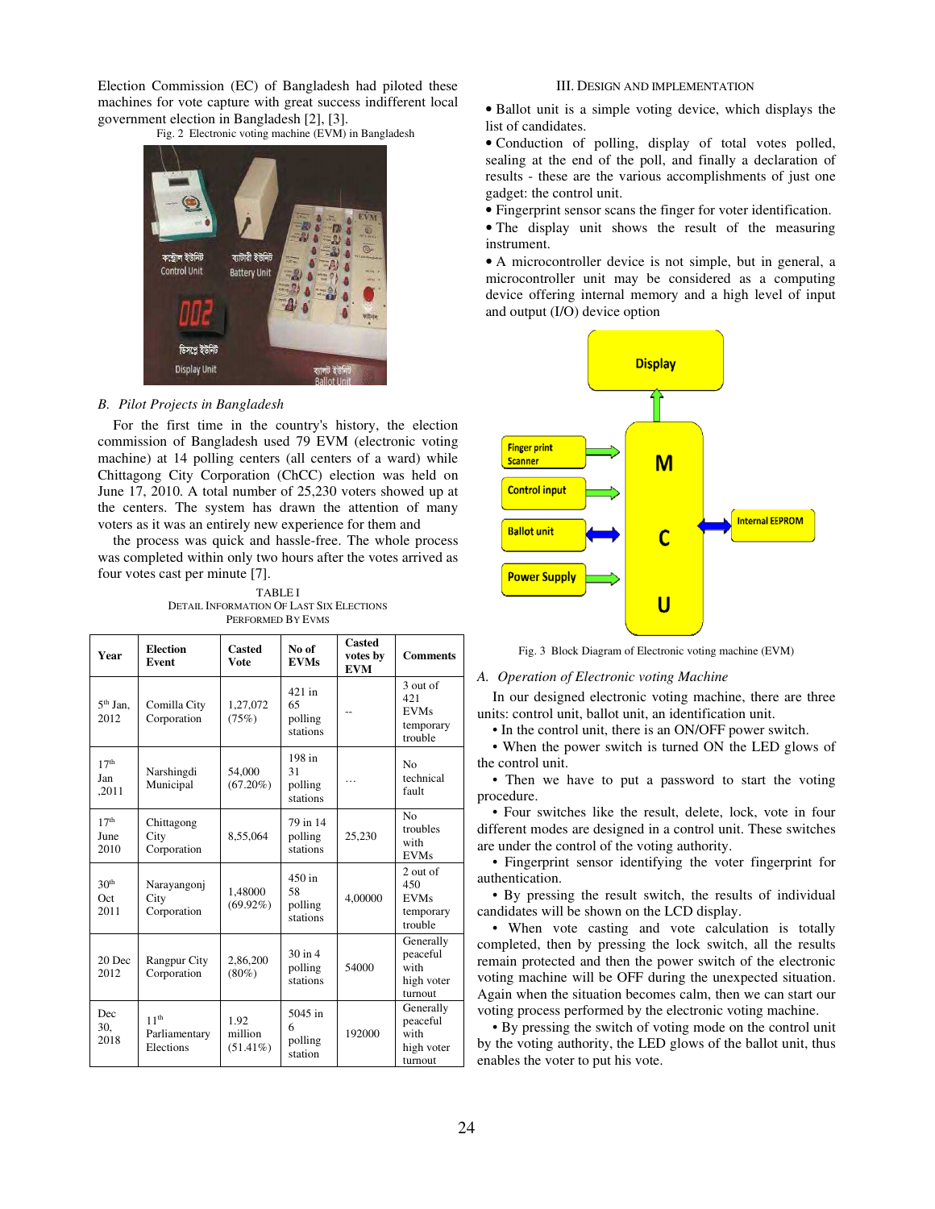Election Commission (EC) of Bangladesh had piloted these machines for vote capture with great success indifferent local government election in Bangladesh [2], [3].

Fig. 2 Electronic voting machine (EVM) in Bangladesh

### B. Pilot Projects in Bangladesh

For the first time in the country's history, the election commission of Bangladesh used 79 EVM (electronic voting machine) at 14 polling centers (all centers of a ward) while Chittagong City Corporation (ChCC) election was held on June 17, 2010. A total number of 25,230 voters showed up at the centers. The system has drawn the attention of many voters as it was an entirely new experience for them and

the process was quick and hassle-free. The whole process was completed within only two hours after the votes arrived as four votes cast per minute [7].

TABLE I
DETAIL INFORMATION OF LAST SIX ELECTIONS PERFORMED BY EVMS

| Year | Election Event | Casted Vote | No of EVMs | Casted votes by EVM | Comments |
|---|---|---|---|---|---|
| 5th Jan, 2012 | Comilla City Corporation | 1,27,072 (75%) | 421 in 65 polling stations | -- | 3 out of 421 EVMs temporary trouble |
| 17th Jan ,2011 | Narshingdi Municipal | 54,000 (67.20%) | 198 in 31 polling stations | ... | No technical fault |
| 17th June 2010 | Chittagong City Corporation | 8,55,064 | 79 in 14 polling stations | 25,230 | No troubles with EVMs |
| 30th Oct 2011 | Narayangonj City Corporation | 1,48000 (69.92%) | 450 in 58 polling stations | 4,00000 | 2 out of 450 EVMs temporary trouble |
| 20 Dec 2012 | Rangpur City Corporation | 2,86,200 (80%) | 30 in 4 polling stations | 54000 | Generally peaceful with high voter turnout |
| Dec 30, 2018 | 11th Parliamentary Elections | 1.92 million (51.41%) | 5045 in 6 polling station | 192000 | Generally peaceful with high voter turnout |

## III. DESIGN AND IMPLEMENTATION

- Ballot unit is a simple voting device, which displays the list of candidates.
- Conduction of polling, display of total votes polled, sealing at the end of the poll, and finally a declaration of results - these are the various accomplishments of just one gadget: the control unit.
- Fingerprint sensor scans the finger for voter identification.
- The display unit shows the result of the measuring instrument.
- A microcontroller device is not simple, but in general, a microcontroller unit may be considered as a computing device offering internal memory and a high level of input and output (I/O) device option

Fig. 3 Block Diagram of Electronic voting machine (EVM)

### A. Operation of Electronic voting Machine

In our designed electronic voting machine, there are three units: control unit, ballot unit, an identification unit.

- In the control unit, there is an ON/OFF power switch.
- When the power switch is turned ON the LED glows of the control unit.
- Then we have to put a password to start the voting procedure.
- Four switches like the result, delete, lock, vote in four different modes are designed in a control unit. These switches are under the control of the voting authority.
- Fingerprint sensor identifying the voter fingerprint for authentication.
- By pressing the result switch, the results of individual candidates will be shown on the LCD display.
- When vote casting and vote calculation is totally completed, then by pressing the lock switch, all the results remain protected and then the power switch of the electronic voting machine will be OFF during the unexpected situation. Again when the situation becomes calm, then we can start our voting process performed by the electronic voting machine.
- By pressing the switch of voting mode on the control unit by the voting authority, the LED glows of the ballot unit, thus enables the voter to put his vote.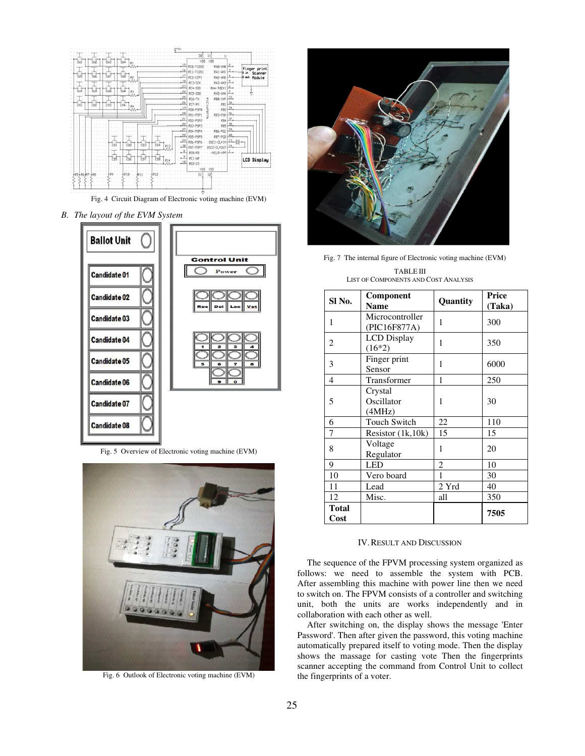Fig. 4 Circuit Diagram of Electronic voting machine (EVM)

### B. The layout of the EVM System

Fig. 5 Overview of Electronic voting machine (EVM)

Fig. 6 Outlook of Electronic voting machine (EVM)

Fig. 7 The internal figure of Electronic voting machine (EVM)

TABLE III
LIST OF COMPONENTS AND COST ANALYSIS

| Sl No. | Component Name | Quantity | Price (Taka) |
|---|---|---|---|
| 1 | Microcontroller (PIC16F877A) | 1 | 300 |
| 2 | LCD Display (16*2) | 1 | 350 |
| 3 | Finger print Sensor | 1 | 6000 |
| 4 | Transformer | 1 | 250 |
| 5 | Crystal Oscillator (4MHz) | 1 | 30 |
| 6 | Touch Switch | 22 | 110 |
| 7 | Resistor (1k,10k) | 15 | 15 |
| 8 | Voltage Regulator | 1 | 20 |
| 9 | LED | 2 | 10 |
| 10 | Vero board | 1 | 30 |
| 11 | Lead | 2 Yrd | 40 |
| 12 | Misc. | all | 350 |
| **Total Cost** | | | **7505** |

## IV. RESULT AND DISCUSSION

The sequence of the FPVM processing system organized as follows: we need to assemble the system with PCB. After assembling this machine with power line then we need to switch on. The FPVM consists of a controller and switching unit, both the units are works independently and in collaboration with each other as well.

After switching on, the display shows the message 'Enter Password'. Then after given the password, this voting machine automatically prepared itself to voting mode. Then the display shows the massage for casting vote Then the fingerprints scanner accepting the command from Control Unit to collect the fingerprints of a voter.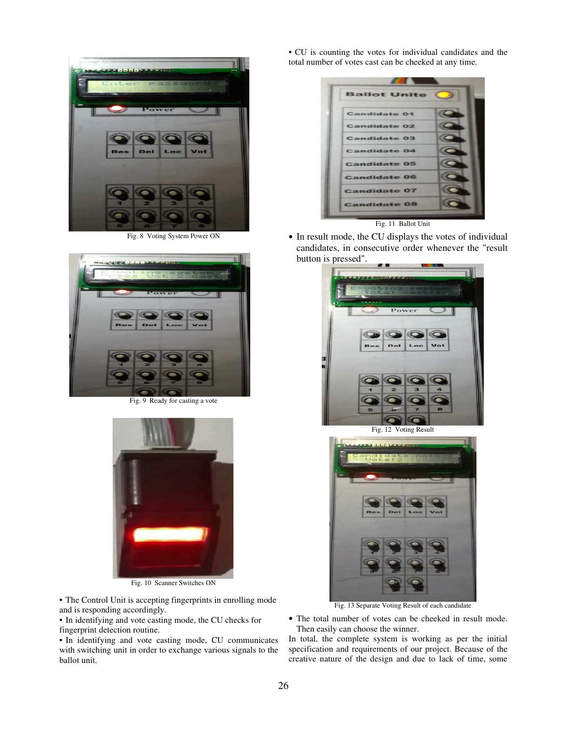Fig. 8 Voting System Power ON

Fig. 9 Ready for casting a vote

Fig. 10 Scanner Switches ON

• The Control Unit is accepting fingerprints in enrolling mode and is responding accordingly.

• In identifying and vote casting mode, the CU checks for fingerprint detection routine.

• In identifying and vote casting mode, CU communicates with switching unit in order to exchange various signals to the ballot unit.

• CU is counting the votes for individual candidates and the total number of votes cast can be cheeked at any time.

Fig. 11 Ballot Unit

- In result mode, the CU displays the votes of individual candidates, in consecutive order whenever the "result button is pressed".

Fig. 12 Voting Result

Fig. 13 Separate Voting Result of each candidate

- The total number of votes can be cheeked in result mode. Then easily can choose the winner.

In total, the complete system is working as per the initial specification and requirements of our project. Because of the creative nature of the design and due to lack of time, some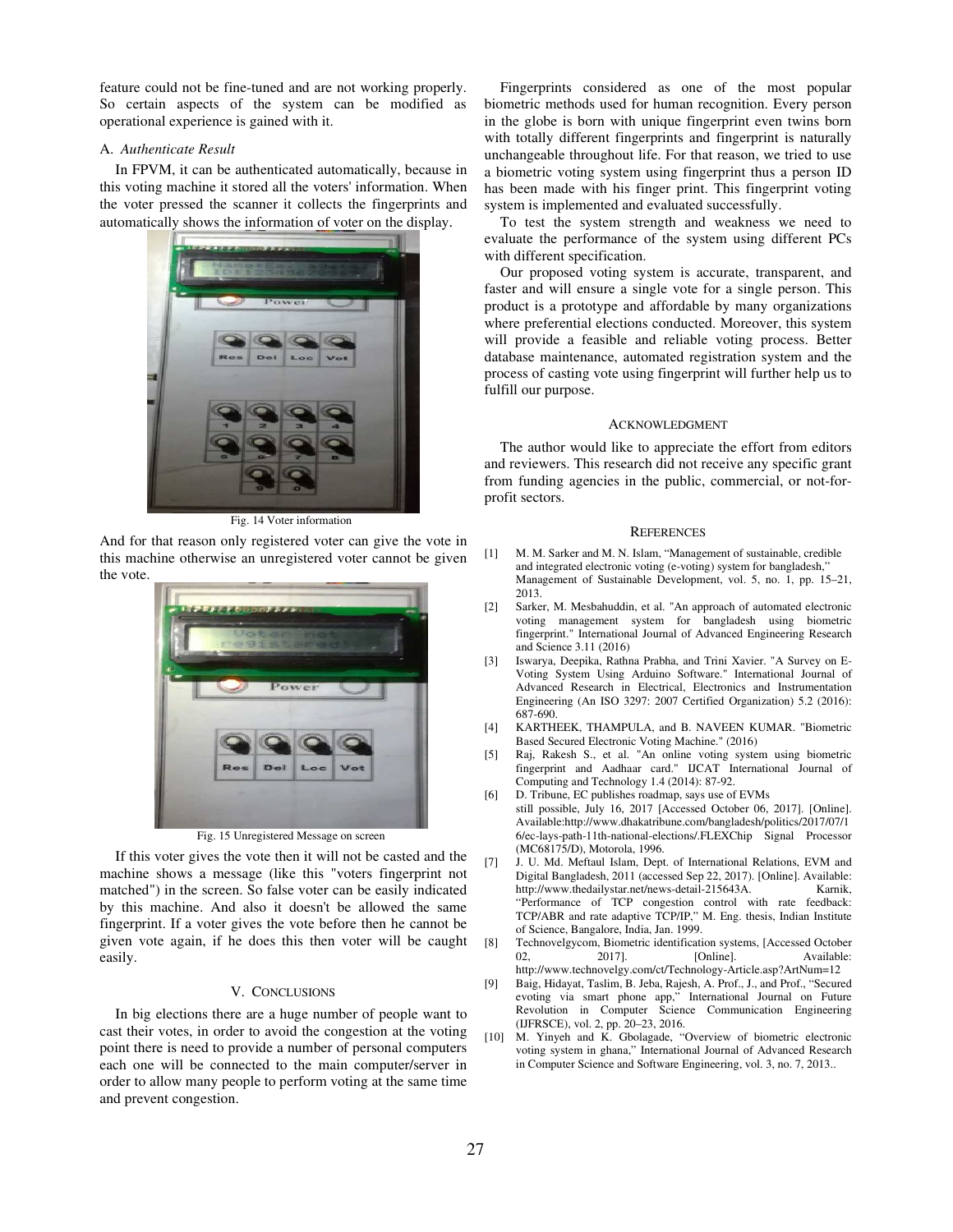feature could not be fine-tuned and are not working properly. So certain aspects of the system can be modified as operational experience is gained with it.

### A. *Authenticate Result*

In FPVM, it can be authenticated automatically, because in this voting machine it stored all the voters' information. When the voter pressed the scanner it collects the fingerprints and automatically shows the information of voter on the display.

Fig. 14 Voter information

And for that reason only registered voter can give the vote in this machine otherwise an unregistered voter cannot be given the vote.

Fig. 15 Unregistered Message on screen

If this voter gives the vote then it will not be casted and the machine shows a message (like this "voters fingerprint not matched") in the screen. So false voter can be easily indicated by this machine. And also it doesn't be allowed the same fingerprint. If a voter gives the vote before then he cannot be given vote again, if he does this then voter will be caught easily.

## V. Conclusions

In big elections there are a huge number of people want to cast their votes, in order to avoid the congestion at the voting point there is need to provide a number of personal computers each one will be connected to the main computer/server in order to allow many people to perform voting at the same time and prevent congestion.

Fingerprints considered as one of the most popular biometric methods used for human recognition. Every person in the globe is born with unique fingerprint even twins born with totally different fingerprints and fingerprint is naturally unchangeable throughout life. For that reason, we tried to use a biometric voting system using fingerprint thus a person ID has been made with his finger print. This fingerprint voting system is implemented and evaluated successfully.

To test the system strength and weakness we need to evaluate the performance of the system using different PCs with different specification.

Our proposed voting system is accurate, transparent, and faster and will ensure a single vote for a single person. This product is a prototype and affordable by many organizations where preferential elections conducted. Moreover, this system will provide a feasible and reliable voting process. Better database maintenance, automated registration system and the process of casting vote using fingerprint will further help us to fulfill our purpose.

## Acknowledgment

The author would like to appreciate the effort from editors and reviewers. This research did not receive any specific grant from funding agencies in the public, commercial, or not-for-profit sectors.

## References

[1] M. M. Sarker and M. N. Islam, "Management of sustainable, credible and integrated electronic voting (e-voting) system for bangladesh," Management of Sustainable Development, vol. 5, no. 1, pp. 15–21, 2013.

[2] Sarker, M. Mesbahuddin, et al. "An approach of automated electronic voting management system for bangladesh using biometric fingerprint." International Journal of Advanced Engineering Research and Science 3.11 (2016)

[3] Iswarya, Deepika, Rathna Prabha, and Trini Xavier. "A Survey on E-Voting System Using Arduino Software." International Journal of Advanced Research in Electrical, Electronics and Instrumentation Engineering (An ISO 3297: 2007 Certified Organization) 5.2 (2016): 687-690.

[4] KARTHEEK, THAMPULA, and B. NAVEEN KUMAR. "Biometric Based Secured Electronic Voting Machine." (2016)

[5] Raj, Rakesh S., et al. "An online voting system using biometric fingerprint and Aadhaar card." IJCAT International Journal of Computing and Technology 1.4 (2014): 87-92.

[6] D. Tribune, EC publishes roadmap, says use of EVMs still possible, July 16, 2017 [Accessed October 06, 2017]. [Online]. Available:http://www.dhakatribune.com/bangladesh/politics/2017/07/16/ec-lays-path-11th-national-elections/.FLEXChip Signal Processor (MC68175/D), Motorola, 1996.

[7] J. U. Md. Meftaul Islam, Dept. of International Relations, EVM and Digital Bangladesh, 2011 (accessed Sep 22, 2017). [Online]. Available: http://www.thedailystar.net/news-detail-215643A. Karnik, "Performance of TCP congestion control with rate feedback: TCP/ABR and rate adaptive TCP/IP," M. Eng. thesis, Indian Institute of Science, Bangalore, India, Jan. 1999.

[8] Technovelgycom, Biometric identification systems, [Accessed October 02, 2017]. [Online]. Available: http://www.technovelgy.com/ct/Technology-Article.asp?ArtNum=12

[9] Baig, Hidayat, Taslim, B. Jeba, Rajesh, A. Prof., J., and Prof., "Secured evoting via smart phone app," International Journal on Future Revolution in Computer Science Communication Engineering (IJFRSCE), vol. 2, pp. 20–23, 2016.

[10] M. Yinyeh and K. Gbolagade, "Overview of biometric electronic voting system in ghana," International Journal of Advanced Research in Computer Science and Software Engineering, vol. 3, no. 7, 2013..